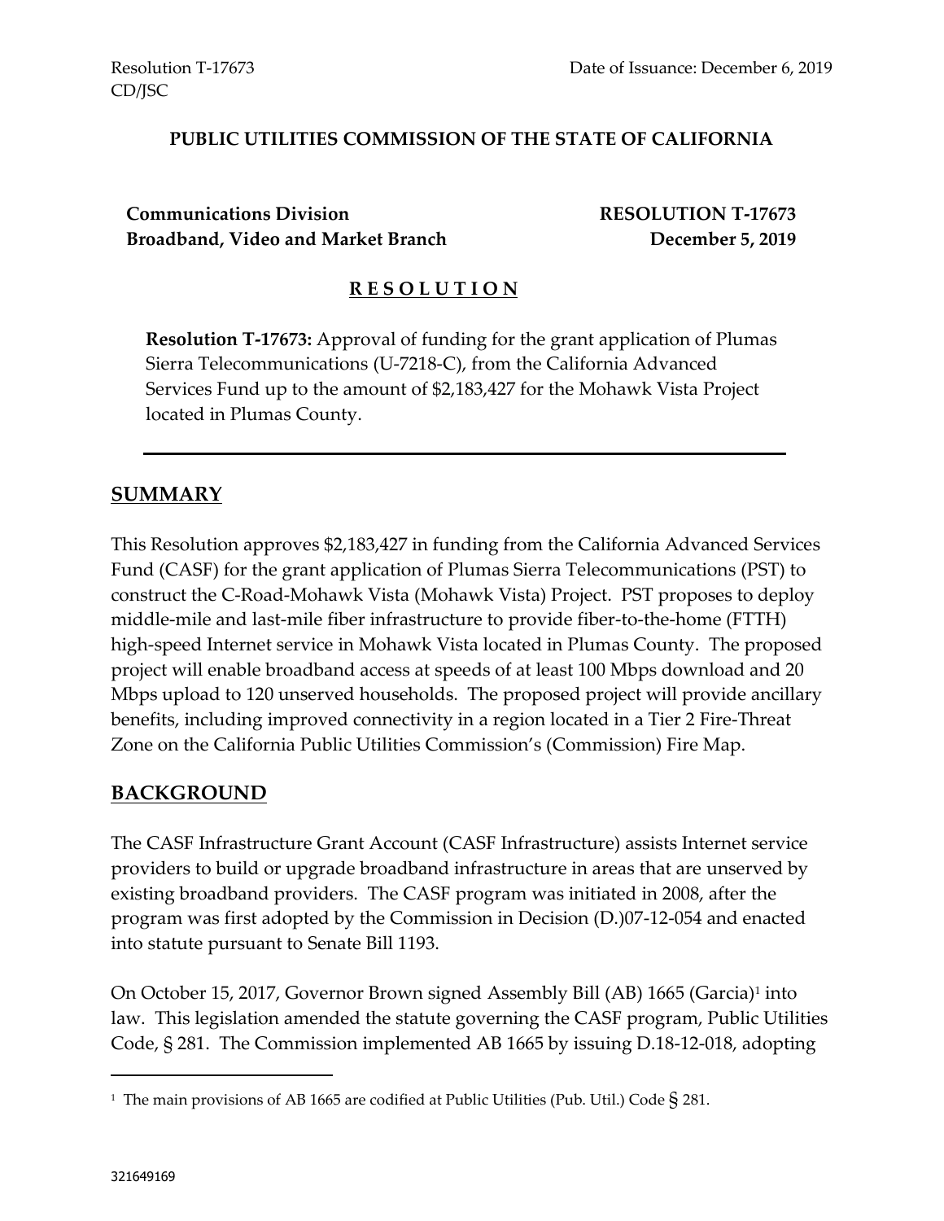Resolution T-17673
CD/JSC

Date of Issuance: December 6, 2019

**PUBLIC UTILITIES COMMISSION OF THE STATE OF CALIFORNIA**

**Communications Division**
**Broadband, Video and Market Branch**

**RESOLUTION T-17673**
**December 5, 2019**

## R E S O L U T I O N

**Resolution T-17673:** Approval of funding for the grant application of Plumas Sierra Telecommunications (U-7218-C), from the California Advanced Services Fund up to the amount of $2,183,427 for the Mohawk Vista Project located in Plumas County.

---

## SUMMARY

This Resolution approves $2,183,427 in funding from the California Advanced Services Fund (CASF) for the grant application of Plumas Sierra Telecommunications (PST) to construct the C-Road-Mohawk Vista (Mohawk Vista) Project. PST proposes to deploy middle-mile and last-mile fiber infrastructure to provide fiber-to-the-home (FTTH) high-speed Internet service in Mohawk Vista located in Plumas County. The proposed project will enable broadband access at speeds of at least 100 Mbps download and 20 Mbps upload to 120 unserved households. The proposed project will provide ancillary benefits, including improved connectivity in a region located in a Tier 2 Fire-Threat Zone on the California Public Utilities Commission's (Commission) Fire Map.

## BACKGROUND

The CASF Infrastructure Grant Account (CASF Infrastructure) assists Internet service providers to build or upgrade broadband infrastructure in areas that are unserved by existing broadband providers. The CASF program was initiated in 2008, after the program was first adopted by the Commission in Decision (D.)07-12-054 and enacted into statute pursuant to Senate Bill 1193.

On October 15, 2017, Governor Brown signed Assembly Bill (AB) 1665 (Garcia)[1] into law. This legislation amended the statute governing the CASF program, Public Utilities Code, § 281. The Commission implemented AB 1665 by issuing D.18-12-018, adopting

[1] The main provisions of AB 1665 are codified at Public Utilities (Pub. Util.) Code § 281.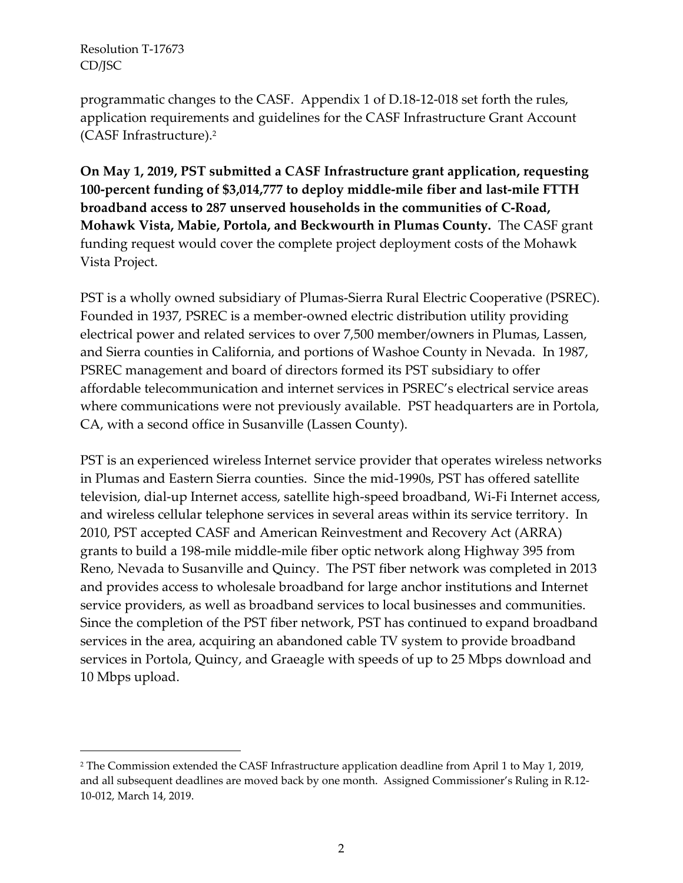programmatic changes to the CASF. Appendix 1 of D.18-12-018 set forth the rules, application requirements and guidelines for the CASF Infrastructure Grant Account (CASF Infrastructure).[2]

**On May 1, 2019, PST submitted a CASF Infrastructure grant application, requesting 100-percent funding of $3,014,777 to deploy middle-mile fiber and last-mile FTTH broadband access to 287 unserved households in the communities of C-Road, Mohawk Vista, Mabie, Portola, and Beckwourth in Plumas County.** The CASF grant funding request would cover the complete project deployment costs of the Mohawk Vista Project.

PST is a wholly owned subsidiary of Plumas-Sierra Rural Electric Cooperative (PSREC). Founded in 1937, PSREC is a member-owned electric distribution utility providing electrical power and related services to over 7,500 member/owners in Plumas, Lassen, and Sierra counties in California, and portions of Washoe County in Nevada. In 1987, PSREC management and board of directors formed its PST subsidiary to offer affordable telecommunication and internet services in PSREC's electrical service areas where communications were not previously available. PST headquarters are in Portola, CA, with a second office in Susanville (Lassen County).

PST is an experienced wireless Internet service provider that operates wireless networks in Plumas and Eastern Sierra counties. Since the mid-1990s, PST has offered satellite television, dial-up Internet access, satellite high-speed broadband, Wi-Fi Internet access, and wireless cellular telephone services in several areas within its service territory. In 2010, PST accepted CASF and American Reinvestment and Recovery Act (ARRA) grants to build a 198-mile middle-mile fiber optic network along Highway 395 from Reno, Nevada to Susanville and Quincy. The PST fiber network was completed in 2013 and provides access to wholesale broadband for large anchor institutions and Internet service providers, as well as broadband services to local businesses and communities. Since the completion of the PST fiber network, PST has continued to expand broadband services in the area, acquiring an abandoned cable TV system to provide broadband services in Portola, Quincy, and Graeagle with speeds of up to 25 Mbps download and 10 Mbps upload.

---

[2] The Commission extended the CASF Infrastructure application deadline from April 1 to May 1, 2019, and all subsequent deadlines are moved back by one month. Assigned Commissioner's Ruling in R.12-10-012, March 14, 2019.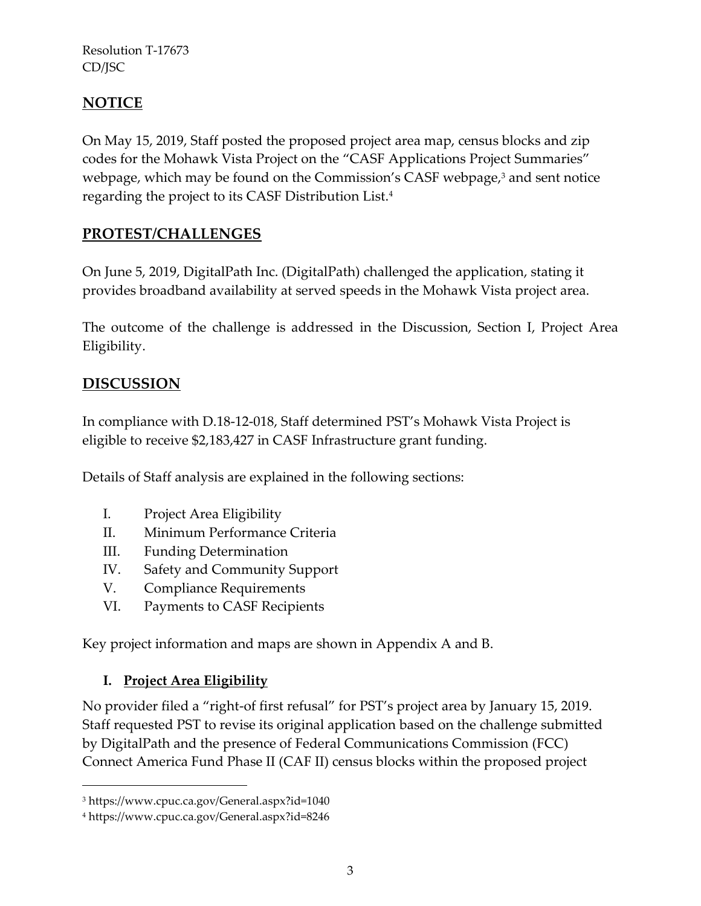## NOTICE

On May 15, 2019, Staff posted the proposed project area map, census blocks and zip codes for the Mohawk Vista Project on the "CASF Applications Project Summaries" webpage, which may be found on the Commission's CASF webpage,[3] and sent notice regarding the project to its CASF Distribution List.[4]

## PROTEST/CHALLENGES

On June 5, 2019, DigitalPath Inc. (DigitalPath) challenged the application, stating it provides broadband availability at served speeds in the Mohawk Vista project area.

The outcome of the challenge is addressed in the Discussion, Section I, Project Area Eligibility.

## DISCUSSION

In compliance with D.18-12-018, Staff determined PST's Mohawk Vista Project is eligible to receive $2,183,427 in CASF Infrastructure grant funding.

Details of Staff analysis are explained in the following sections:

I. Project Area Eligibility
II. Minimum Performance Criteria
III. Funding Determination
IV. Safety and Community Support
V. Compliance Requirements
VI. Payments to CASF Recipients

Key project information and maps are shown in Appendix A and B.

### I. Project Area Eligibility

No provider filed a "right-of first refusal" for PST's project area by January 15, 2019. Staff requested PST to revise its original application based on the challenge submitted by DigitalPath and the presence of Federal Communications Commission (FCC) Connect America Fund Phase II (CAF II) census blocks within the proposed project

---

[3] https://www.cpuc.ca.gov/General.aspx?id=1040

[4] https://www.cpuc.ca.gov/General.aspx?id=8246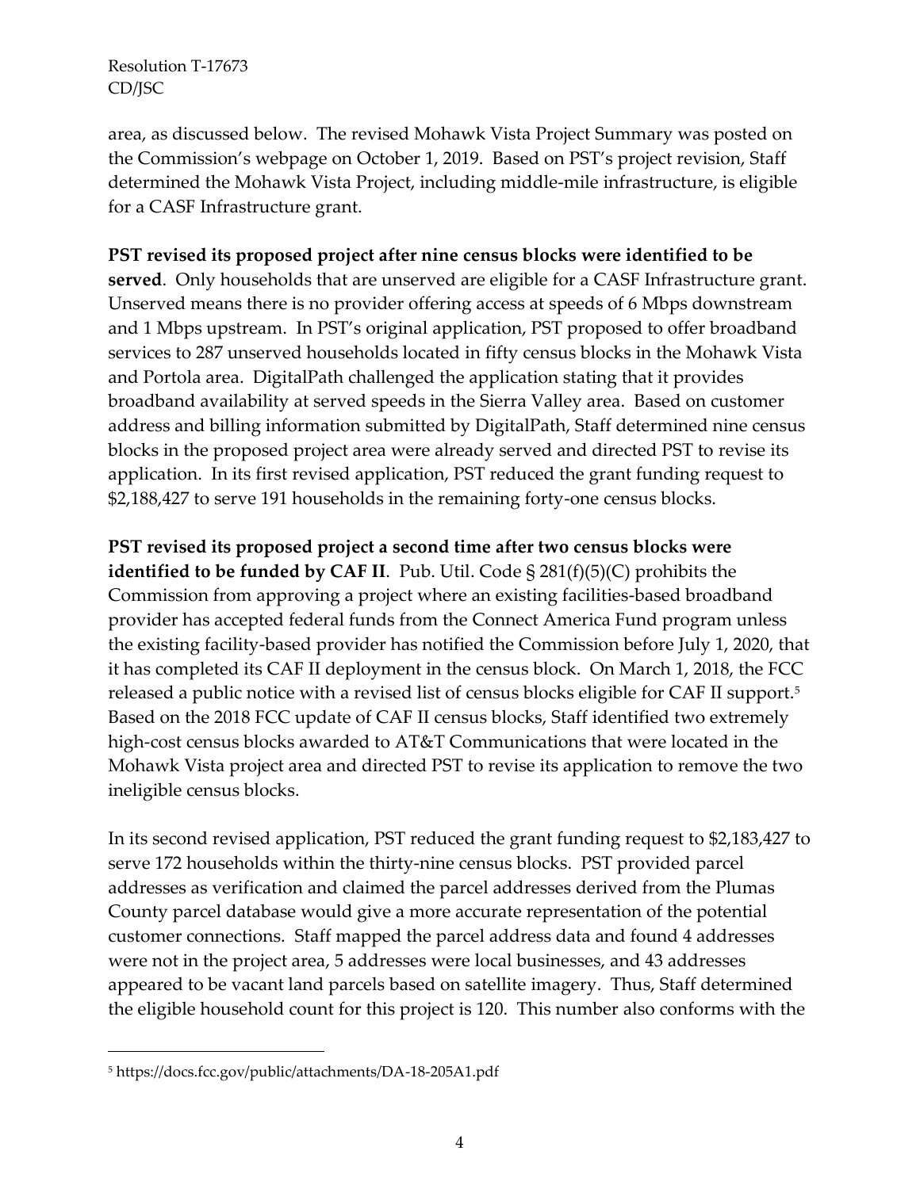area, as discussed below. The revised Mohawk Vista Project Summary was posted on the Commission's webpage on October 1, 2019. Based on PST's project revision, Staff determined the Mohawk Vista Project, including middle-mile infrastructure, is eligible for a CASF Infrastructure grant.

**PST revised its proposed project after nine census blocks were identified to be served**. Only households that are unserved are eligible for a CASF Infrastructure grant. Unserved means there is no provider offering access at speeds of 6 Mbps downstream and 1 Mbps upstream. In PST's original application, PST proposed to offer broadband services to 287 unserved households located in fifty census blocks in the Mohawk Vista and Portola area. DigitalPath challenged the application stating that it provides broadband availability at served speeds in the Sierra Valley area. Based on customer address and billing information submitted by DigitalPath, Staff determined nine census blocks in the proposed project area were already served and directed PST to revise its application. In its first revised application, PST reduced the grant funding request to \$2,188,427 to serve 191 households in the remaining forty-one census blocks.

**PST revised its proposed project a second time after two census blocks were identified to be funded by CAF II**. Pub. Util. Code § 281(f)(5)(C) prohibits the Commission from approving a project where an existing facilities-based broadband provider has accepted federal funds from the Connect America Fund program unless the existing facility-based provider has notified the Commission before July 1, 2020, that it has completed its CAF II deployment in the census block. On March 1, 2018, the FCC released a public notice with a revised list of census blocks eligible for CAF II support.[5] Based on the 2018 FCC update of CAF II census blocks, Staff identified two extremely high-cost census blocks awarded to AT&T Communications that were located in the Mohawk Vista project area and directed PST to revise its application to remove the two ineligible census blocks.

In its second revised application, PST reduced the grant funding request to \$2,183,427 to serve 172 households within the thirty-nine census blocks. PST provided parcel addresses as verification and claimed the parcel addresses derived from the Plumas County parcel database would give a more accurate representation of the potential customer connections. Staff mapped the parcel address data and found 4 addresses were not in the project area, 5 addresses were local businesses, and 43 addresses appeared to be vacant land parcels based on satellite imagery. Thus, Staff determined the eligible household count for this project is 120. This number also conforms with the

[5] https://docs.fcc.gov/public/attachments/DA-18-205A1.pdf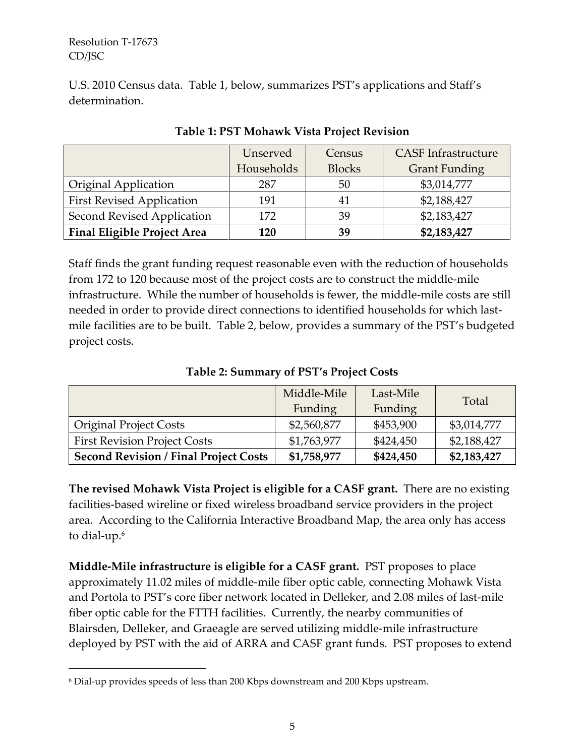U.S. 2010 Census data. Table 1, below, summarizes PST's applications and Staff's determination.

**Table 1: PST Mohawk Vista Project Revision**

| | Unserved Households | Census Blocks | CASF Infrastructure Grant Funding |
|---|---|---|---|
| Original Application | 287 | 50 | $3,014,777 |
| First Revised Application | 191 | 41 | $2,188,427 |
| Second Revised Application | 172 | 39 | $2,183,427 |
| **Final Eligible Project Area** | **120** | **39** | **$2,183,427** |

Staff finds the grant funding request reasonable even with the reduction of households from 172 to 120 because most of the project costs are to construct the middle-mile infrastructure. While the number of households is fewer, the middle-mile costs are still needed in order to provide direct connections to identified households for which last-mile facilities are to be built. Table 2, below, provides a summary of the PST's budgeted project costs.

**Table 2: Summary of PST's Project Costs**

| | Middle-Mile Funding | Last-Mile Funding | Total |
|---|---|---|---|
| Original Project Costs | $2,560,877 | $453,900 | $3,014,777 |
| First Revision Project Costs | $1,763,977 | $424,450 | $2,188,427 |
| **Second Revision / Final Project Costs** | **$1,758,977** | **$424,450** | **$2,183,427** |

**The revised Mohawk Vista Project is eligible for a CASF grant.** There are no existing facilities-based wireline or fixed wireless broadband service providers in the project area. According to the California Interactive Broadband Map, the area only has access to dial-up.[6]

**Middle-Mile infrastructure is eligible for a CASF grant.** PST proposes to place approximately 11.02 miles of middle-mile fiber optic cable, connecting Mohawk Vista and Portola to PST's core fiber network located in Delleker, and 2.08 miles of last-mile fiber optic cable for the FTTH facilities. Currently, the nearby communities of Blairsden, Delleker, and Graeagle are served utilizing middle-mile infrastructure deployed by PST with the aid of ARRA and CASF grant funds. PST proposes to extend

[6] Dial-up provides speeds of less than 200 Kbps downstream and 200 Kbps upstream.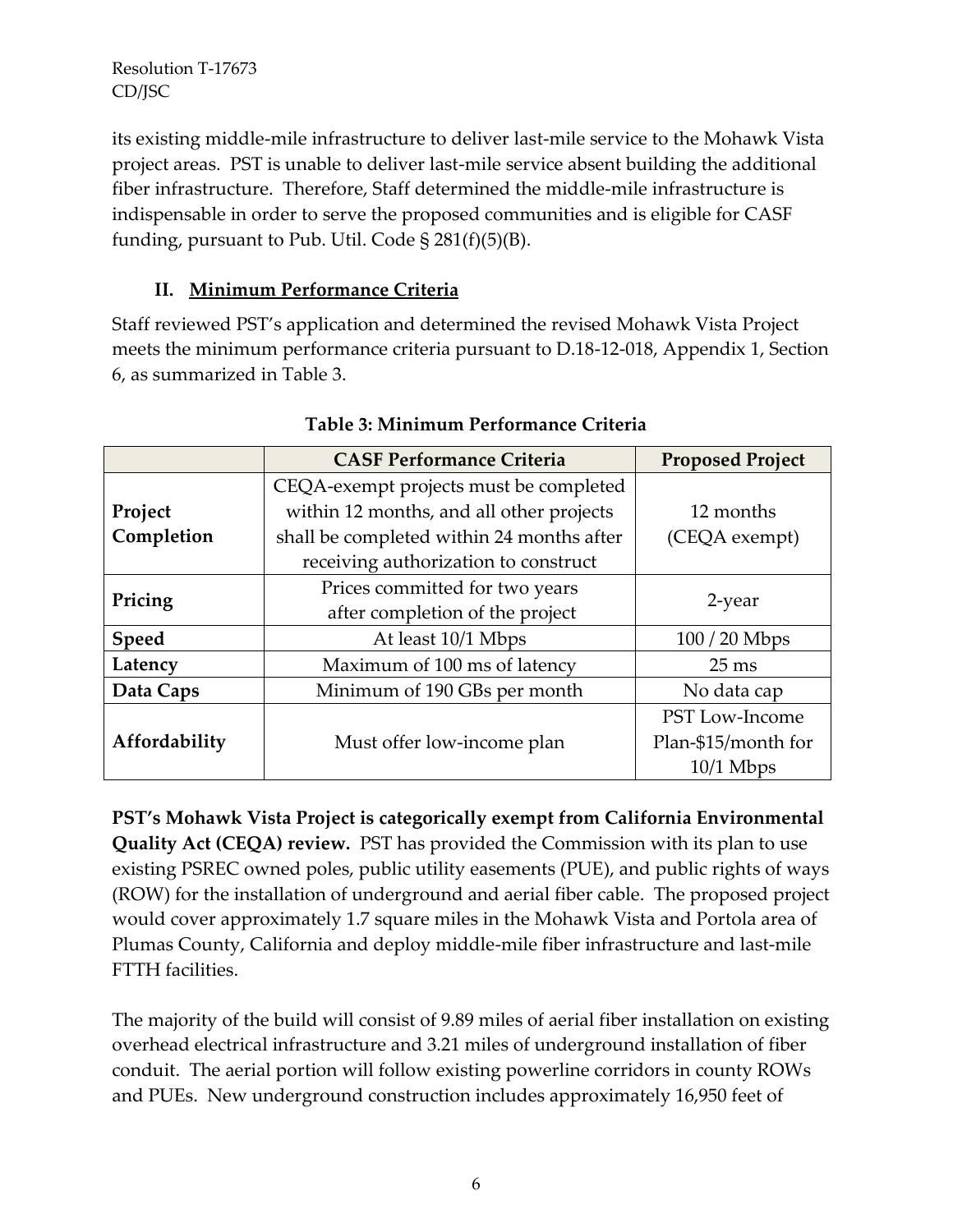its existing middle-mile infrastructure to deliver last-mile service to the Mohawk Vista project areas. PST is unable to deliver last-mile service absent building the additional fiber infrastructure. Therefore, Staff determined the middle-mile infrastructure is indispensable in order to serve the proposed communities and is eligible for CASF funding, pursuant to Pub. Util. Code § 281(f)(5)(B).

## II. Minimum Performance Criteria

Staff reviewed PST's application and determined the revised Mohawk Vista Project meets the minimum performance criteria pursuant to D.18-12-018, Appendix 1, Section 6, as summarized in Table 3.

**Table 3: Minimum Performance Criteria**

| | CASF Performance Criteria | Proposed Project |
|---|---|---|
| **Project Completion** | CEQA-exempt projects must be completed within 12 months, and all other projects shall be completed within 24 months after receiving authorization to construct | 12 months (CEQA exempt) |
| **Pricing** | Prices committed for two years after completion of the project | 2-year |
| **Speed** | At least 10/1 Mbps | 100 / 20 Mbps |
| **Latency** | Maximum of 100 ms of latency | 25 ms |
| **Data Caps** | Minimum of 190 GBs per month | No data cap |
| **Affordability** | Must offer low-income plan | PST Low-Income Plan-$15/month for 10/1 Mbps |

**PST's Mohawk Vista Project is categorically exempt from California Environmental Quality Act (CEQA) review.** PST has provided the Commission with its plan to use existing PSREC owned poles, public utility easements (PUE), and public rights of ways (ROW) for the installation of underground and aerial fiber cable. The proposed project would cover approximately 1.7 square miles in the Mohawk Vista and Portola area of Plumas County, California and deploy middle-mile fiber infrastructure and last-mile FTTH facilities.

The majority of the build will consist of 9.89 miles of aerial fiber installation on existing overhead electrical infrastructure and 3.21 miles of underground installation of fiber conduit. The aerial portion will follow existing powerline corridors in county ROWs and PUEs. New underground construction includes approximately 16,950 feet of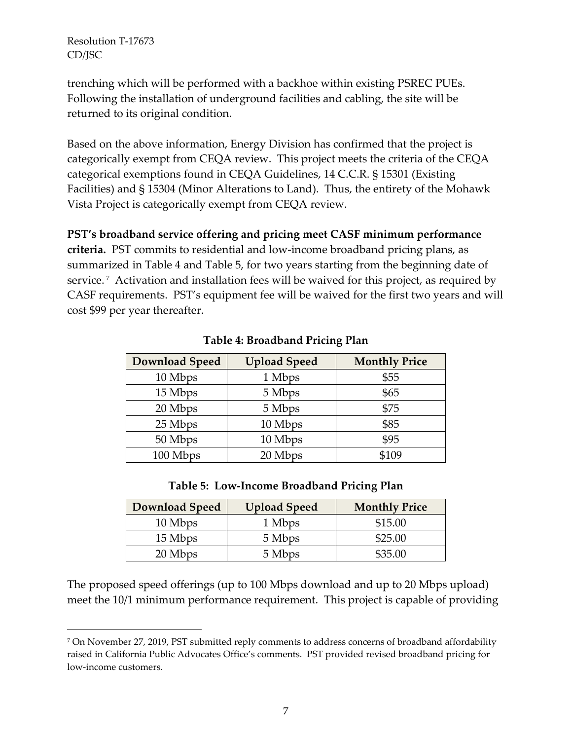trenching which will be performed with a backhoe within existing PSREC PUEs. Following the installation of underground facilities and cabling, the site will be returned to its original condition.

Based on the above information, Energy Division has confirmed that the project is categorically exempt from CEQA review. This project meets the criteria of the CEQA categorical exemptions found in CEQA Guidelines, 14 C.C.R. § 15301 (Existing Facilities) and § 15304 (Minor Alterations to Land). Thus, the entirety of the Mohawk Vista Project is categorically exempt from CEQA review.

**PST's broadband service offering and pricing meet CASF minimum performance criteria.** PST commits to residential and low-income broadband pricing plans, as summarized in Table 4 and Table 5, for two years starting from the beginning date of service.[7] Activation and installation fees will be waived for this project, as required by CASF requirements. PST's equipment fee will be waived for the first two years and will cost $99 per year thereafter.

**Table 4: Broadband Pricing Plan**

| Download Speed | Upload Speed | Monthly Price |
|---|---|---|
| 10 Mbps | 1 Mbps | $55 |
| 15 Mbps | 5 Mbps | $65 |
| 20 Mbps | 5 Mbps | $75 |
| 25 Mbps | 10 Mbps | $85 |
| 50 Mbps | 10 Mbps | $95 |
| 100 Mbps | 20 Mbps | $109 |

**Table 5: Low-Income Broadband Pricing Plan**

| Download Speed | Upload Speed | Monthly Price |
|---|---|---|
| 10 Mbps | 1 Mbps | $15.00 |
| 15 Mbps | 5 Mbps | $25.00 |
| 20 Mbps | 5 Mbps | $35.00 |

The proposed speed offerings (up to 100 Mbps download and up to 20 Mbps upload) meet the 10/1 minimum performance requirement. This project is capable of providing

[7] On November 27, 2019, PST submitted reply comments to address concerns of broadband affordability raised in California Public Advocates Office's comments. PST provided revised broadband pricing for low-income customers.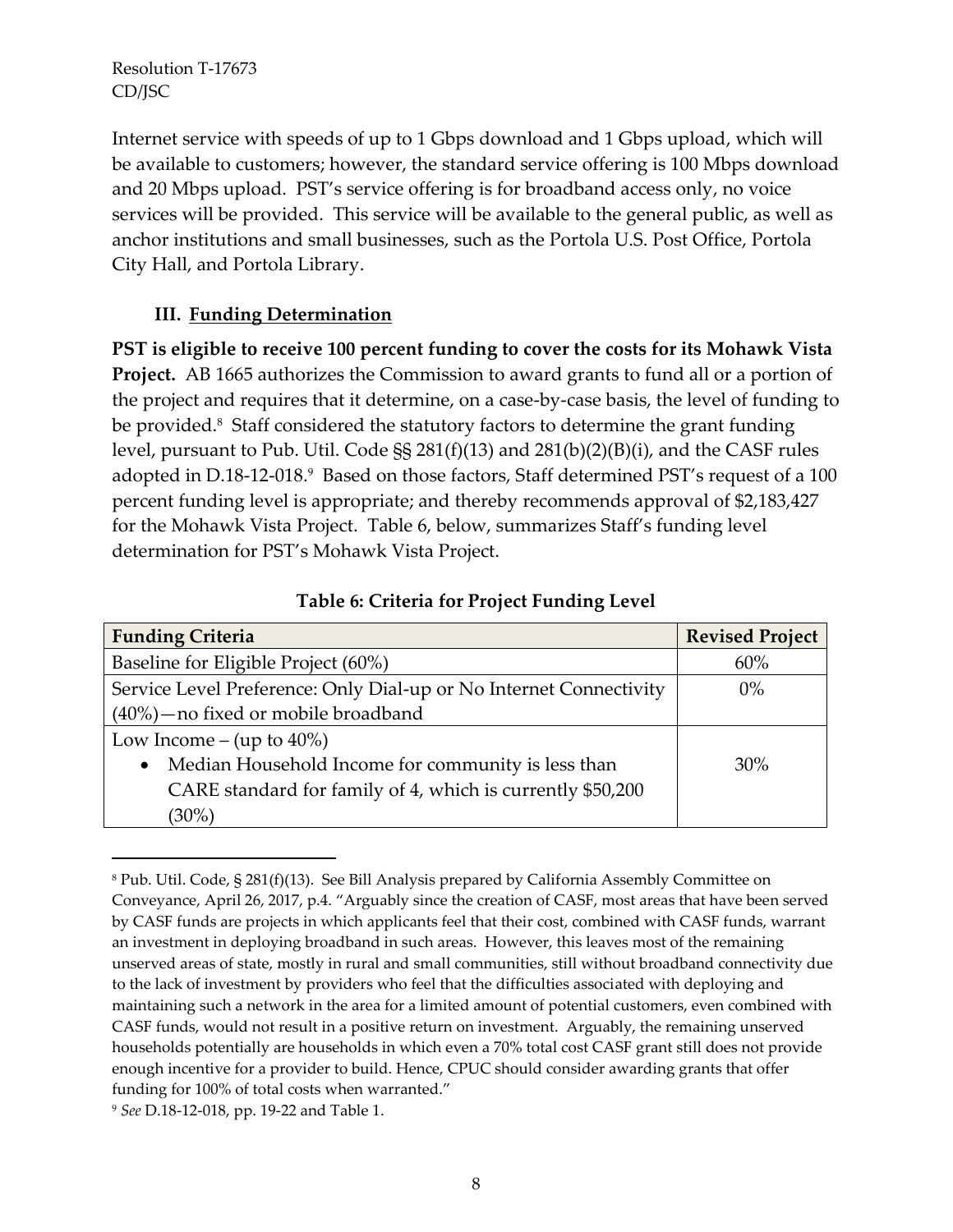Internet service with speeds of up to 1 Gbps download and 1 Gbps upload, which will be available to customers; however, the standard service offering is 100 Mbps download and 20 Mbps upload. PST's service offering is for broadband access only, no voice services will be provided. This service will be available to the general public, as well as anchor institutions and small businesses, such as the Portola U.S. Post Office, Portola City Hall, and Portola Library.

### III. Funding Determination

**PST is eligible to receive 100 percent funding to cover the costs for its Mohawk Vista Project.** AB 1665 authorizes the Commission to award grants to fund all or a portion of the project and requires that it determine, on a case-by-case basis, the level of funding to be provided.[8] Staff considered the statutory factors to determine the grant funding level, pursuant to Pub. Util. Code §§ 281(f)(13) and 281(b)(2)(B)(i), and the CASF rules adopted in D.18-12-018.[9] Based on those factors, Staff determined PST's request of a 100 percent funding level is appropriate; and thereby recommends approval of $2,183,427 for the Mohawk Vista Project. Table 6, below, summarizes Staff's funding level determination for PST's Mohawk Vista Project.

**Table 6: Criteria for Project Funding Level**

| Funding Criteria | Revised Project |
|---|---|
| Baseline for Eligible Project (60%) | 60% |
| Service Level Preference: Only Dial-up or No Internet Connectivity (40%)—no fixed or mobile broadband | 0% |
| Low Income – (up to 40%)<br>• Median Household Income for community is less than CARE standard for family of 4, which is currently $50,200 (30%) | 30% |

[8] Pub. Util. Code, § 281(f)(13). See Bill Analysis prepared by California Assembly Committee on Conveyance, April 26, 2017, p.4. "Arguably since the creation of CASF, most areas that have been served by CASF funds are projects in which applicants feel that their cost, combined with CASF funds, warrant an investment in deploying broadband in such areas. However, this leaves most of the remaining unserved areas of state, mostly in rural and small communities, still without broadband connectivity due to the lack of investment by providers who feel that the difficulties associated with deploying and maintaining such a network in the area for a limited amount of potential customers, even combined with CASF funds, would not result in a positive return on investment. Arguably, the remaining unserved households potentially are households in which even a 70% total cost CASF grant still does not provide enough incentive for a provider to build. Hence, CPUC should consider awarding grants that offer funding for 100% of total costs when warranted."

[9] *See* D.18-12-018, pp. 19-22 and Table 1.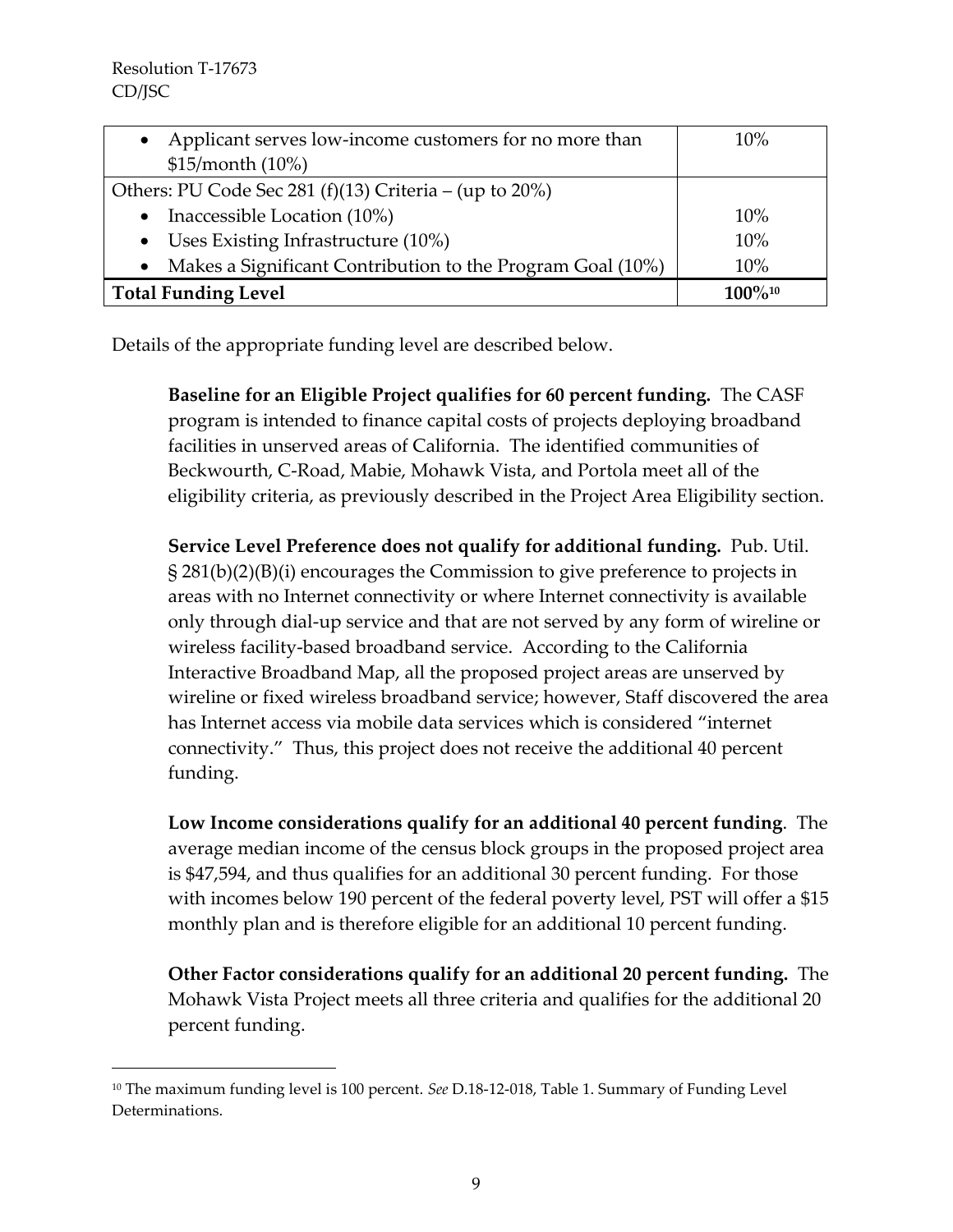| | |
|---|---|
| • Applicant serves low-income customers for no more than $15/month (10%) | 10% |
| Others: PU Code Sec 281 (f)(13) Criteria – (up to 20%) | |
| • Inaccessible Location (10%) | 10% |
| • Uses Existing Infrastructure (10%) | 10% |
| • Makes a Significant Contribution to the Program Goal (10%) | 10% |
| **Total Funding Level** | **100%**[10] |

Details of the appropriate funding level are described below.

> **Baseline for an Eligible Project qualifies for 60 percent funding.** The CASF program is intended to finance capital costs of projects deploying broadband facilities in unserved areas of California. The identified communities of Beckwourth, C-Road, Mabie, Mohawk Vista, and Portola meet all of the eligibility criteria, as previously described in the Project Area Eligibility section.
>
> **Service Level Preference does not qualify for additional funding.** Pub. Util. § 281(b)(2)(B)(i) encourages the Commission to give preference to projects in areas with no Internet connectivity or where Internet connectivity is available only through dial-up service and that are not served by any form of wireline or wireless facility-based broadband service. According to the California Interactive Broadband Map, all the proposed project areas are unserved by wireline or fixed wireless broadband service; however, Staff discovered the area has Internet access via mobile data services which is considered "internet connectivity." Thus, this project does not receive the additional 40 percent funding.
>
> **Low Income considerations qualify for an additional 40 percent funding**. The average median income of the census block groups in the proposed project area is $47,594, and thus qualifies for an additional 30 percent funding. For those with incomes below 190 percent of the federal poverty level, PST will offer a $15 monthly plan and is therefore eligible for an additional 10 percent funding.
>
> **Other Factor considerations qualify for an additional 20 percent funding.** The Mohawk Vista Project meets all three criteria and qualifies for the additional 20 percent funding.

---

[10] The maximum funding level is 100 percent. *See* D.18-12-018, Table 1. Summary of Funding Level Determinations.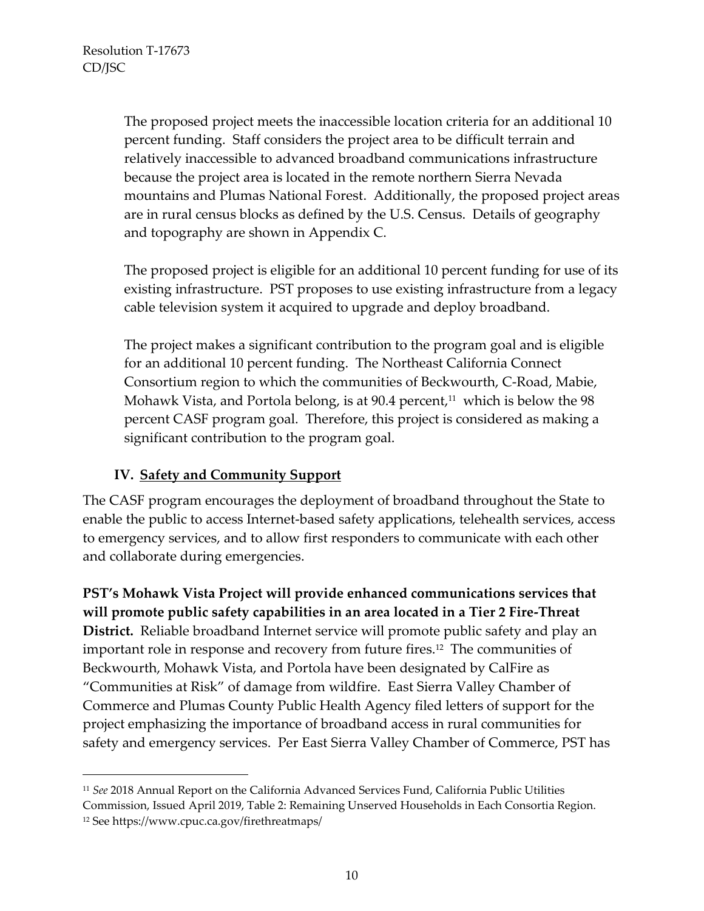The proposed project meets the inaccessible location criteria for an additional 10 percent funding. Staff considers the project area to be difficult terrain and relatively inaccessible to advanced broadband communications infrastructure because the project area is located in the remote northern Sierra Nevada mountains and Plumas National Forest. Additionally, the proposed project areas are in rural census blocks as defined by the U.S. Census. Details of geography and topography are shown in Appendix C.

The proposed project is eligible for an additional 10 percent funding for use of its existing infrastructure. PST proposes to use existing infrastructure from a legacy cable television system it acquired to upgrade and deploy broadband.

The project makes a significant contribution to the program goal and is eligible for an additional 10 percent funding. The Northeast California Connect Consortium region to which the communities of Beckwourth, C-Road, Mabie, Mohawk Vista, and Portola belong, is at 90.4 percent,[11] which is below the 98 percent CASF program goal. Therefore, this project is considered as making a significant contribution to the program goal.

## IV. Safety and Community Support

The CASF program encourages the deployment of broadband throughout the State to enable the public to access Internet-based safety applications, telehealth services, access to emergency services, and to allow first responders to communicate with each other and collaborate during emergencies.

**PST's Mohawk Vista Project will provide enhanced communications services that will promote public safety capabilities in an area located in a Tier 2 Fire-Threat District.** Reliable broadband Internet service will promote public safety and play an important role in response and recovery from future fires.[12] The communities of Beckwourth, Mohawk Vista, and Portola have been designated by CalFire as "Communities at Risk" of damage from wildfire. East Sierra Valley Chamber of Commerce and Plumas County Public Health Agency filed letters of support for the project emphasizing the importance of broadband access in rural communities for safety and emergency services. Per East Sierra Valley Chamber of Commerce, PST has

---

[11] *See* 2018 Annual Report on the California Advanced Services Fund, California Public Utilities Commission, Issued April 2019, Table 2: Remaining Unserved Households in Each Consortia Region.

[12] See https://www.cpuc.ca.gov/firethreatmaps/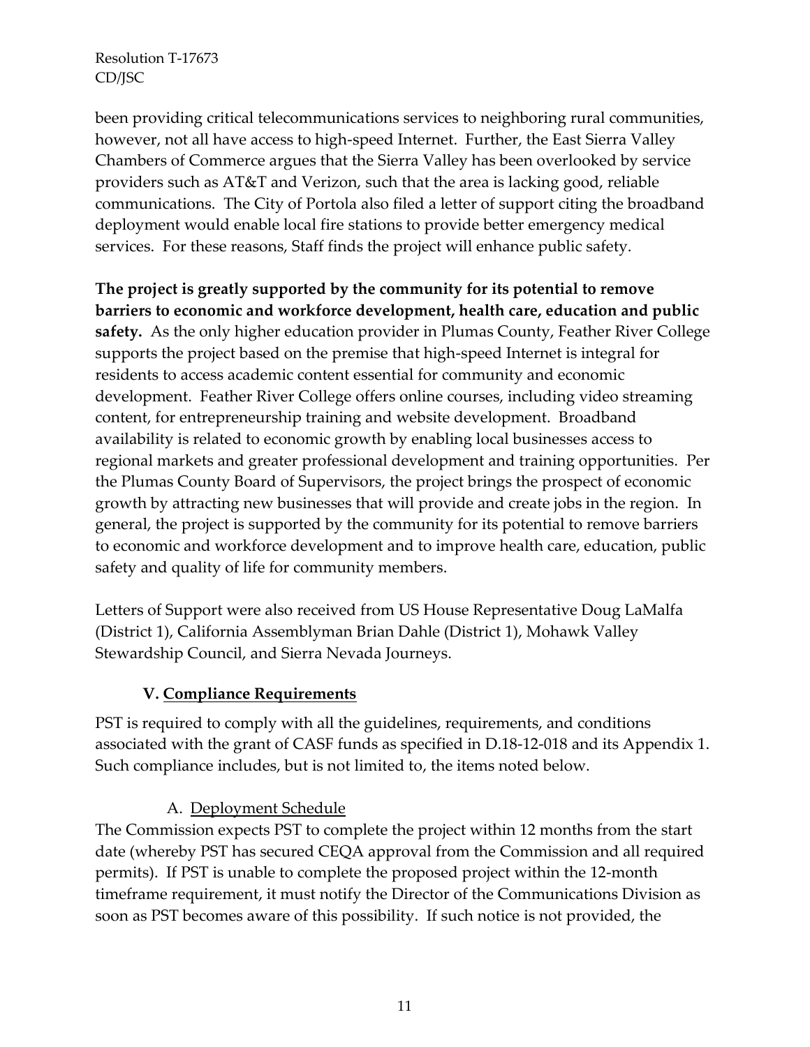been providing critical telecommunications services to neighboring rural communities, however, not all have access to high-speed Internet. Further, the East Sierra Valley Chambers of Commerce argues that the Sierra Valley has been overlooked by service providers such as AT&T and Verizon, such that the area is lacking good, reliable communications. The City of Portola also filed a letter of support citing the broadband deployment would enable local fire stations to provide better emergency medical services. For these reasons, Staff finds the project will enhance public safety.

**The project is greatly supported by the community for its potential to remove barriers to economic and workforce development, health care, education and public safety.** As the only higher education provider in Plumas County, Feather River College supports the project based on the premise that high-speed Internet is integral for residents to access academic content essential for community and economic development. Feather River College offers online courses, including video streaming content, for entrepreneurship training and website development. Broadband availability is related to economic growth by enabling local businesses access to regional markets and greater professional development and training opportunities. Per the Plumas County Board of Supervisors, the project brings the prospect of economic growth by attracting new businesses that will provide and create jobs in the region. In general, the project is supported by the community for its potential to remove barriers to economic and workforce development and to improve health care, education, public safety and quality of life for community members.

Letters of Support were also received from US House Representative Doug LaMalfa (District 1), California Assemblyman Brian Dahle (District 1), Mohawk Valley Stewardship Council, and Sierra Nevada Journeys.

## V. Compliance Requirements

PST is required to comply with all the guidelines, requirements, and conditions associated with the grant of CASF funds as specified in D.18-12-018 and its Appendix 1. Such compliance includes, but is not limited to, the items noted below.

### A. Deployment Schedule

The Commission expects PST to complete the project within 12 months from the start date (whereby PST has secured CEQA approval from the Commission and all required permits). If PST is unable to complete the proposed project within the 12-month timeframe requirement, it must notify the Director of the Communications Division as soon as PST becomes aware of this possibility. If such notice is not provided, the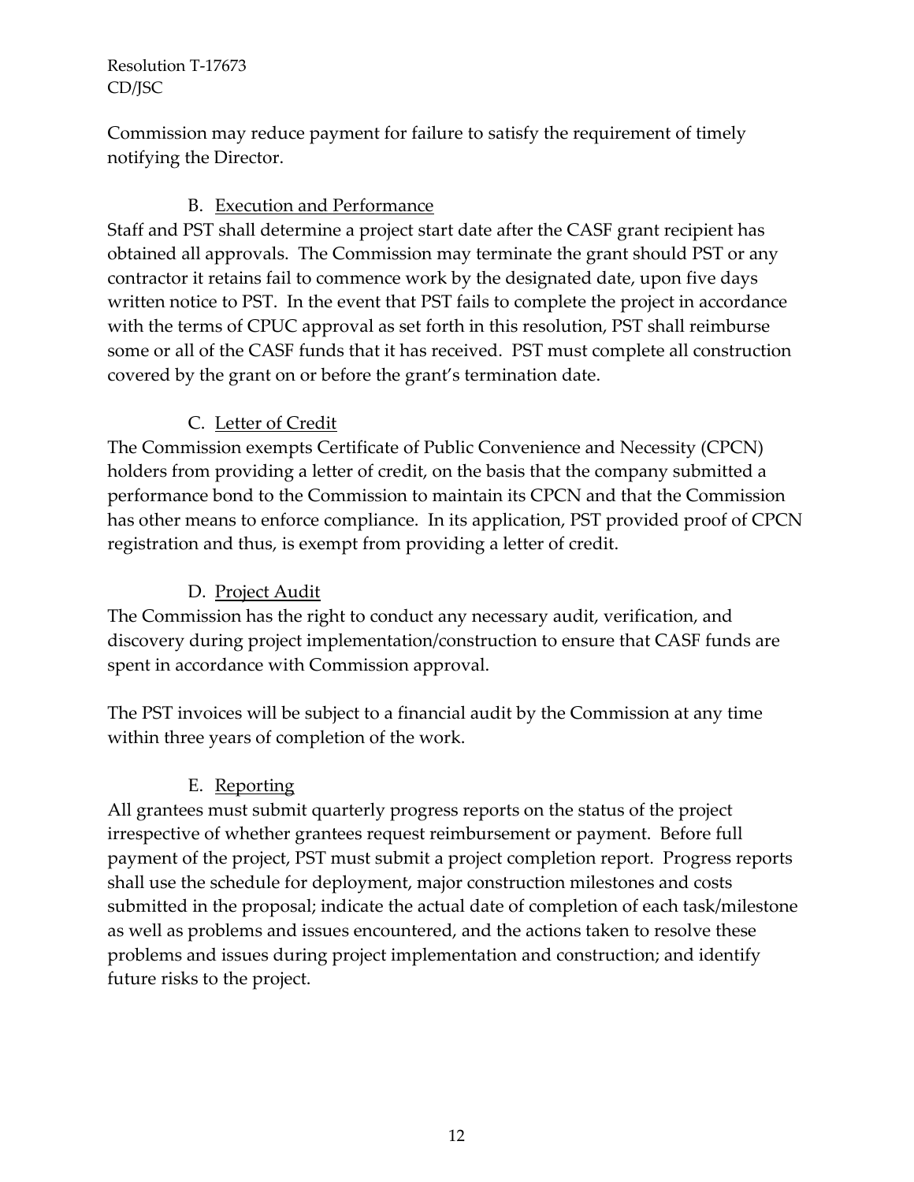Commission may reduce payment for failure to satisfy the requirement of timely notifying the Director.

### B. Execution and Performance

Staff and PST shall determine a project start date after the CASF grant recipient has obtained all approvals. The Commission may terminate the grant should PST or any contractor it retains fail to commence work by the designated date, upon five days written notice to PST. In the event that PST fails to complete the project in accordance with the terms of CPUC approval as set forth in this resolution, PST shall reimburse some or all of the CASF funds that it has received. PST must complete all construction covered by the grant on or before the grant's termination date.

### C. Letter of Credit

The Commission exempts Certificate of Public Convenience and Necessity (CPCN) holders from providing a letter of credit, on the basis that the company submitted a performance bond to the Commission to maintain its CPCN and that the Commission has other means to enforce compliance. In its application, PST provided proof of CPCN registration and thus, is exempt from providing a letter of credit.

### D. Project Audit

The Commission has the right to conduct any necessary audit, verification, and discovery during project implementation/construction to ensure that CASF funds are spent in accordance with Commission approval.

The PST invoices will be subject to a financial audit by the Commission at any time within three years of completion of the work.

### E. Reporting

All grantees must submit quarterly progress reports on the status of the project irrespective of whether grantees request reimbursement or payment. Before full payment of the project, PST must submit a project completion report. Progress reports shall use the schedule for deployment, major construction milestones and costs submitted in the proposal; indicate the actual date of completion of each task/milestone as well as problems and issues encountered, and the actions taken to resolve these problems and issues during project implementation and construction; and identify future risks to the project.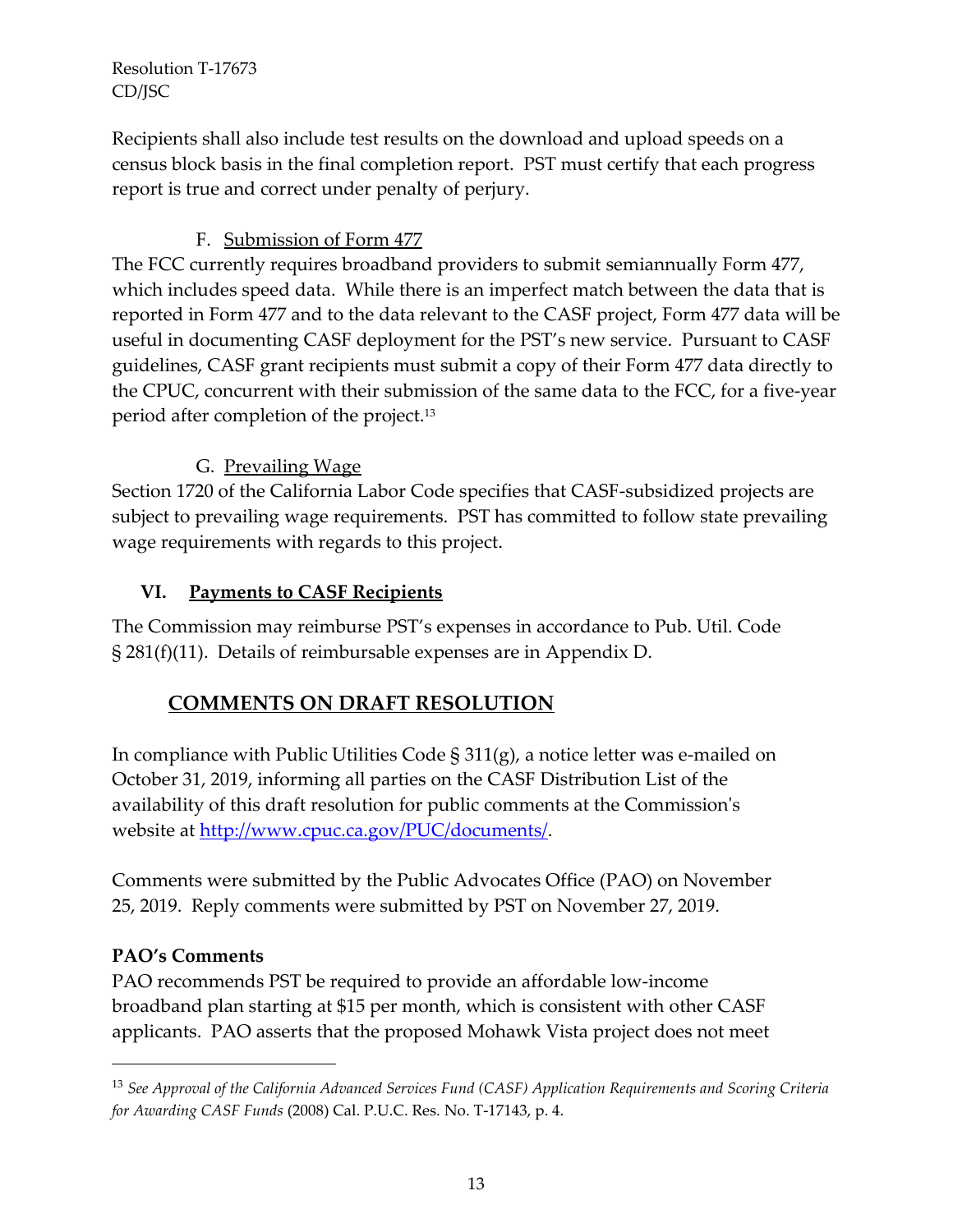Recipients shall also include test results on the download and upload speeds on a census block basis in the final completion report. PST must certify that each progress report is true and correct under penalty of perjury.

### F. Submission of Form 477

The FCC currently requires broadband providers to submit semiannually Form 477, which includes speed data. While there is an imperfect match between the data that is reported in Form 477 and to the data relevant to the CASF project, Form 477 data will be useful in documenting CASF deployment for the PST's new service. Pursuant to CASF guidelines, CASF grant recipients must submit a copy of their Form 477 data directly to the CPUC, concurrent with their submission of the same data to the FCC, for a five-year period after completion of the project.[13]

### G. Prevailing Wage

Section 1720 of the California Labor Code specifies that CASF-subsidized projects are subject to prevailing wage requirements. PST has committed to follow state prevailing wage requirements with regards to this project.

## VI. Payments to CASF Recipients

The Commission may reimburse PST's expenses in accordance to Pub. Util. Code § 281(f)(11). Details of reimbursable expenses are in Appendix D.

## COMMENTS ON DRAFT RESOLUTION

In compliance with Public Utilities Code § 311(g), a notice letter was e-mailed on October 31, 2019, informing all parties on the CASF Distribution List of the availability of this draft resolution for public comments at the Commission's website at http://www.cpuc.ca.gov/PUC/documents/.

Comments were submitted by the Public Advocates Office (PAO) on November 25, 2019. Reply comments were submitted by PST on November 27, 2019.

**PAO's Comments**

PAO recommends PST be required to provide an affordable low-income broadband plan starting at $15 per month, which is consistent with other CASF applicants. PAO asserts that the proposed Mohawk Vista project does not meet

---

[13] *See Approval of the California Advanced Services Fund (CASF) Application Requirements and Scoring Criteria for Awarding CASF Funds* (2008) Cal. P.U.C. Res. No. T-17143, p. 4.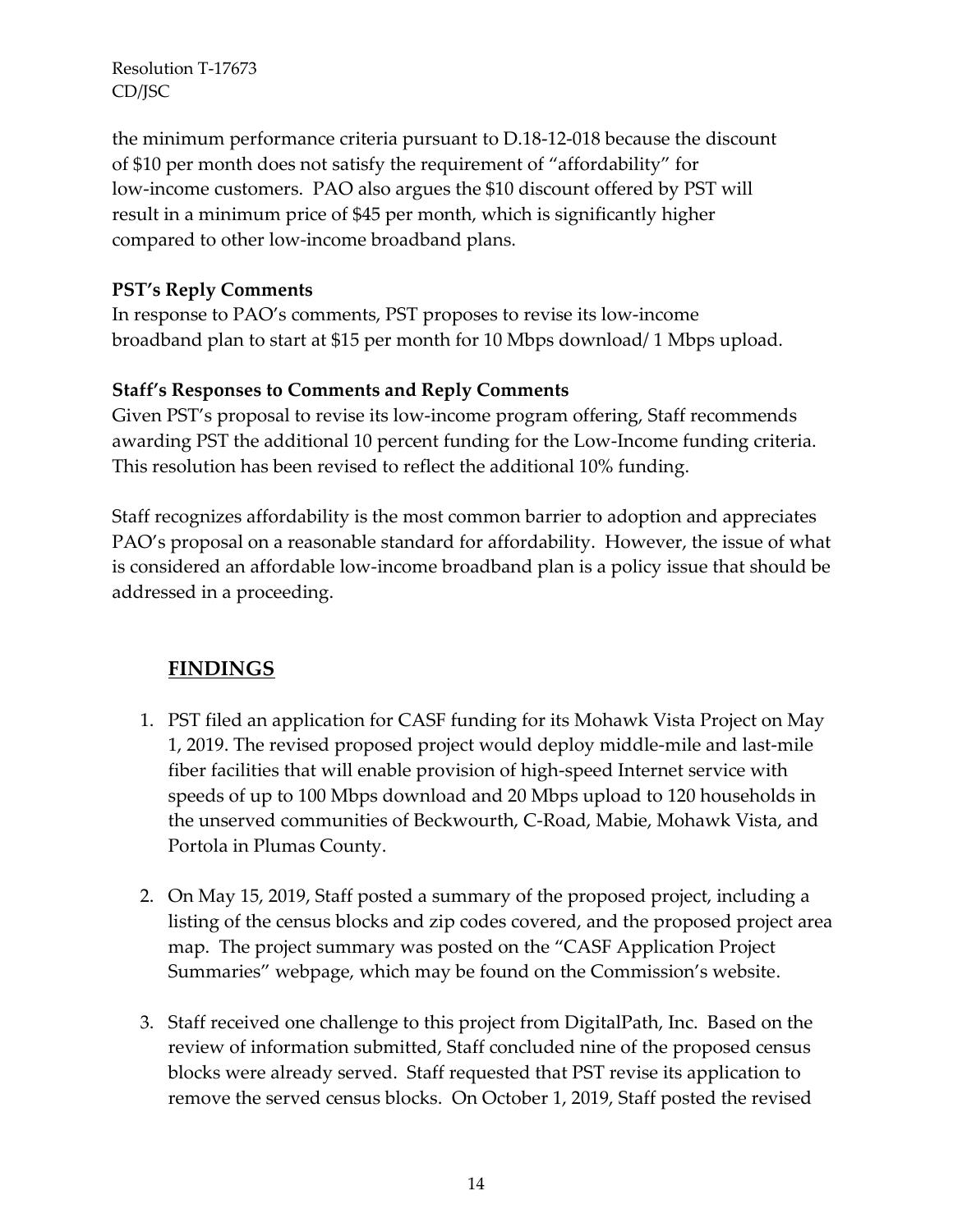the minimum performance criteria pursuant to D.18-12-018 because the discount of $10 per month does not satisfy the requirement of "affordability" for low-income customers. PAO also argues the $10 discount offered by PST will result in a minimum price of $45 per month, which is significantly higher compared to other low-income broadband plans.

**PST's Reply Comments**

In response to PAO's comments, PST proposes to revise its low-income broadband plan to start at $15 per month for 10 Mbps download/ 1 Mbps upload.

**Staff's Responses to Comments and Reply Comments**

Given PST's proposal to revise its low-income program offering, Staff recommends awarding PST the additional 10 percent funding for the Low-Income funding criteria. This resolution has been revised to reflect the additional 10% funding.

Staff recognizes affordability is the most common barrier to adoption and appreciates PAO's proposal on a reasonable standard for affordability. However, the issue of what is considered an affordable low-income broadband plan is a policy issue that should be addressed in a proceeding.

## FINDINGS

1. PST filed an application for CASF funding for its Mohawk Vista Project on May 1, 2019. The revised proposed project would deploy middle-mile and last-mile fiber facilities that will enable provision of high-speed Internet service with speeds of up to 100 Mbps download and 20 Mbps upload to 120 households in the unserved communities of Beckwourth, C-Road, Mabie, Mohawk Vista, and Portola in Plumas County.

2. On May 15, 2019, Staff posted a summary of the proposed project, including a listing of the census blocks and zip codes covered, and the proposed project area map. The project summary was posted on the "CASF Application Project Summaries" webpage, which may be found on the Commission's website.

3. Staff received one challenge to this project from DigitalPath, Inc. Based on the review of information submitted, Staff concluded nine of the proposed census blocks were already served. Staff requested that PST revise its application to remove the served census blocks. On October 1, 2019, Staff posted the revised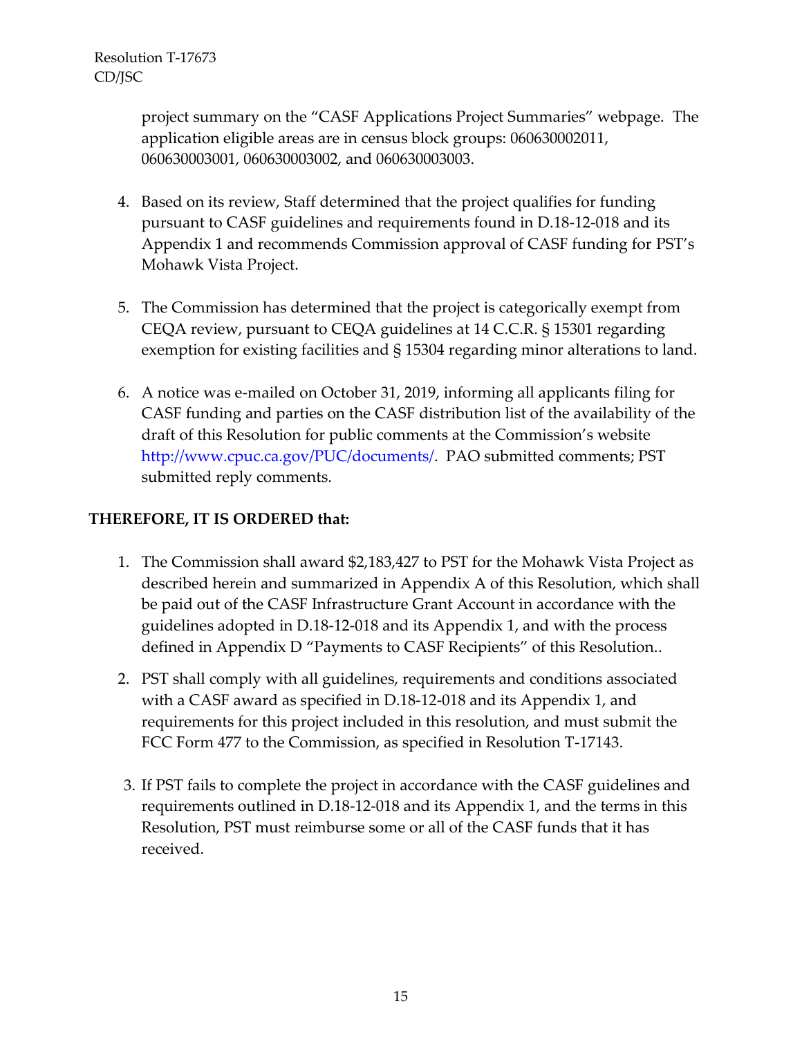project summary on the "CASF Applications Project Summaries" webpage. The application eligible areas are in census block groups: 060630002011, 060630003001, 060630003002, and 060630003003.

4. Based on its review, Staff determined that the project qualifies for funding pursuant to CASF guidelines and requirements found in D.18-12-018 and its Appendix 1 and recommends Commission approval of CASF funding for PST's Mohawk Vista Project.

5. The Commission has determined that the project is categorically exempt from CEQA review, pursuant to CEQA guidelines at 14 C.C.R. § 15301 regarding exemption for existing facilities and § 15304 regarding minor alterations to land.

6. A notice was e-mailed on October 31, 2019, informing all applicants filing for CASF funding and parties on the CASF distribution list of the availability of the draft of this Resolution for public comments at the Commission's website http://www.cpuc.ca.gov/PUC/documents/. PAO submitted comments; PST submitted reply comments.

**THEREFORE, IT IS ORDERED that:**

1. The Commission shall award $2,183,427 to PST for the Mohawk Vista Project as described herein and summarized in Appendix A of this Resolution, which shall be paid out of the CASF Infrastructure Grant Account in accordance with the guidelines adopted in D.18-12-018 and its Appendix 1, and with the process defined in Appendix D "Payments to CASF Recipients" of this Resolution..

2. PST shall comply with all guidelines, requirements and conditions associated with a CASF award as specified in D.18-12-018 and its Appendix 1, and requirements for this project included in this resolution, and must submit the FCC Form 477 to the Commission, as specified in Resolution T-17143.

3. If PST fails to complete the project in accordance with the CASF guidelines and requirements outlined in D.18-12-018 and its Appendix 1, and the terms in this Resolution, PST must reimburse some or all of the CASF funds that it has received.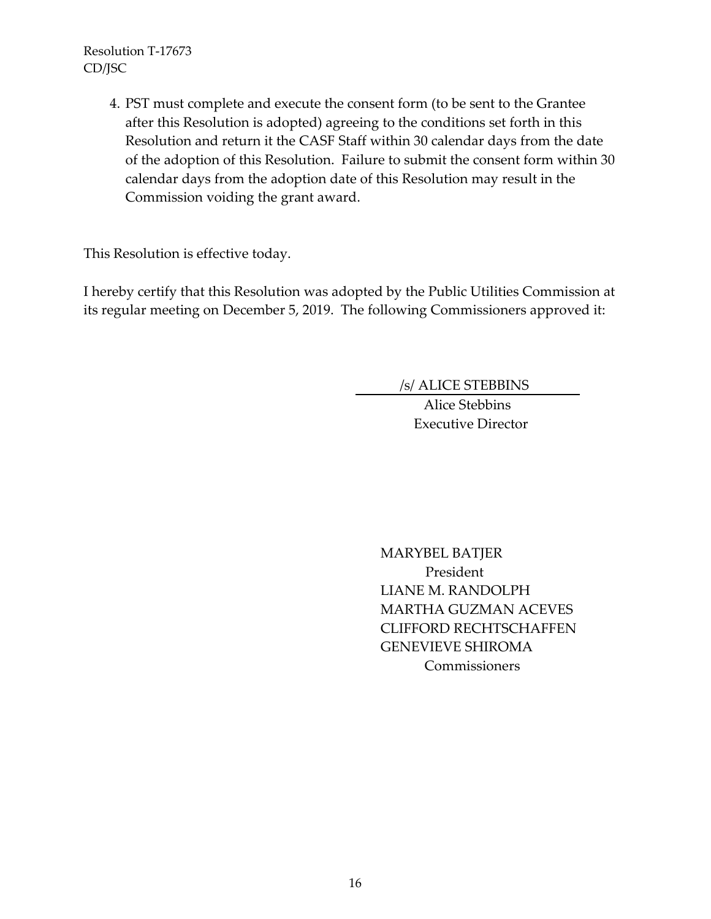4. PST must complete and execute the consent form (to be sent to the Grantee after this Resolution is adopted) agreeing to the conditions set forth in this Resolution and return it the CASF Staff within 30 calendar days from the date of the adoption of this Resolution. Failure to submit the consent form within 30 calendar days from the adoption date of this Resolution may result in the Commission voiding the grant award.

This Resolution is effective today.

I hereby certify that this Resolution was adopted by the Public Utilities Commission at its regular meeting on December 5, 2019. The following Commissioners approved it:

/s/ ALICE STEBBINS
Alice Stebbins
Executive Director

MARYBEL BATJER
President
LIANE M. RANDOLPH
MARTHA GUZMAN ACEVES
CLIFFORD RECHTSCHAFFEN
GENEVIEVE SHIROMA
Commissioners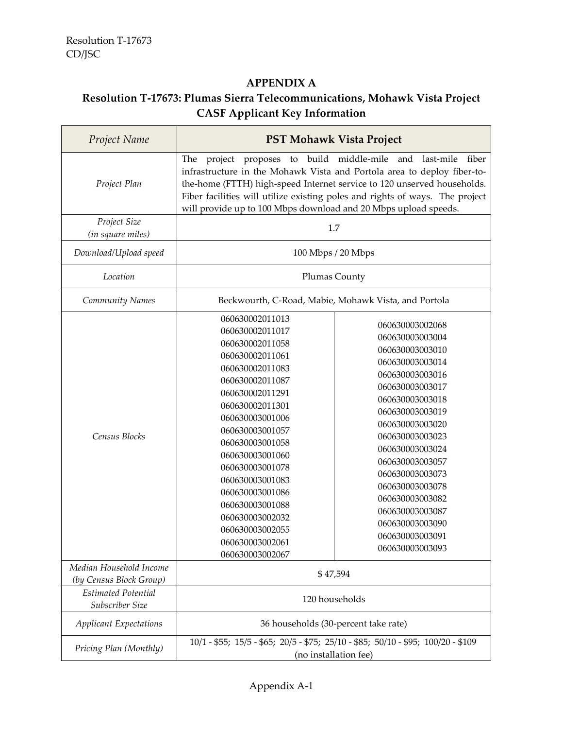Resolution T-17673
CD/JSC

## APPENDIX A

## Resolution T-17673: Plumas Sierra Telecommunications, Mohawk Vista Project CASF Applicant Key Information

| *Project Name* | **PST Mohawk Vista Project** | |
|---|---|---|
| *Project Plan* | The project proposes to build middle-mile and last-mile fiber infrastructure in the Mohawk Vista and Portola area to deploy fiber-to-the-home (FTTH) high-speed Internet service to 120 unserved households. Fiber facilities will utilize existing poles and rights of ways. The project will provide up to 100 Mbps download and 20 Mbps upload speeds. | |
| *Project Size (in square miles)* | 1.7 | |
| *Download/Upload speed* | 100 Mbps / 20 Mbps | |
| *Location* | Plumas County | |
| *Community Names* | Beckwourth, C-Road, Mabie, Mohawk Vista, and Portola | |
| *Census Blocks* | 060630002011013<br>060630002011017<br>060630002011058<br>060630002011061<br>060630002011083<br>060630002011087<br>060630002011291<br>060630002011301<br>060630003001006<br>060630003001057<br>060630003001058<br>060630003001060<br>060630003001078<br>060630003001083<br>060630003001086<br>060630003001088<br>060630003002032<br>060630003002055<br>060630003002061<br>060630003002067 | 060630003002068<br>060630003003004<br>060630003003010<br>060630003003014<br>060630003003016<br>060630003003017<br>060630003003018<br>060630003003019<br>060630003003020<br>060630003003023<br>060630003003024<br>060630003003057<br>060630003003073<br>060630003003078<br>060630003003082<br>060630003003087<br>060630003003090<br>060630003003091<br>060630003003093 |
| *Median Household Income (by Census Block Group)* | $ 47,594 | |
| *Estimated Potential Subscriber Size* | 120 households | |
| *Applicant Expectations* | 36 households (30-percent take rate) | |
| *Pricing Plan (Monthly)* | 10/1 - $55; 15/5 - $65; 20/5 - $75; 25/10 - $85; 50/10 - $95; 100/20 - $109 (no installation fee) | |

Appendix A-1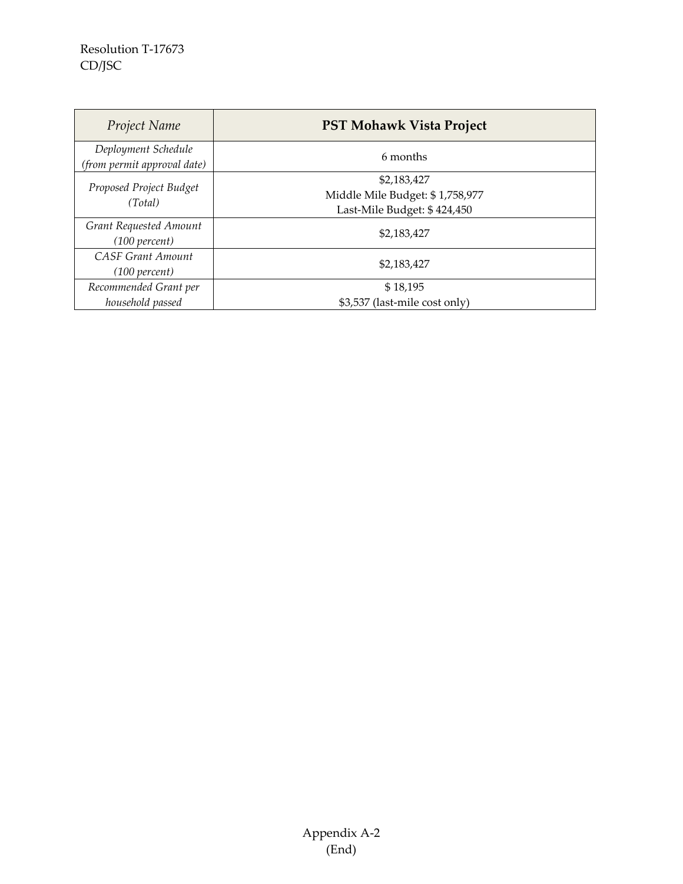| *Project Name* | **PST Mohawk Vista Project** |
| --- | --- |
| *Deployment Schedule (from permit approval date)* | 6 months |
| *Proposed Project Budget (Total)* | $2,183,427<br>Middle Mile Budget: $ 1,758,977<br>Last-Mile Budget: $ 424,450 |
| *Grant Requested Amount (100 percent)* | $2,183,427 |
| *CASF Grant Amount (100 percent)* | $2,183,427 |
| *Recommended Grant per household passed* | $ 18,195<br>$3,537 (last-mile cost only) |

Appendix A-2
(End)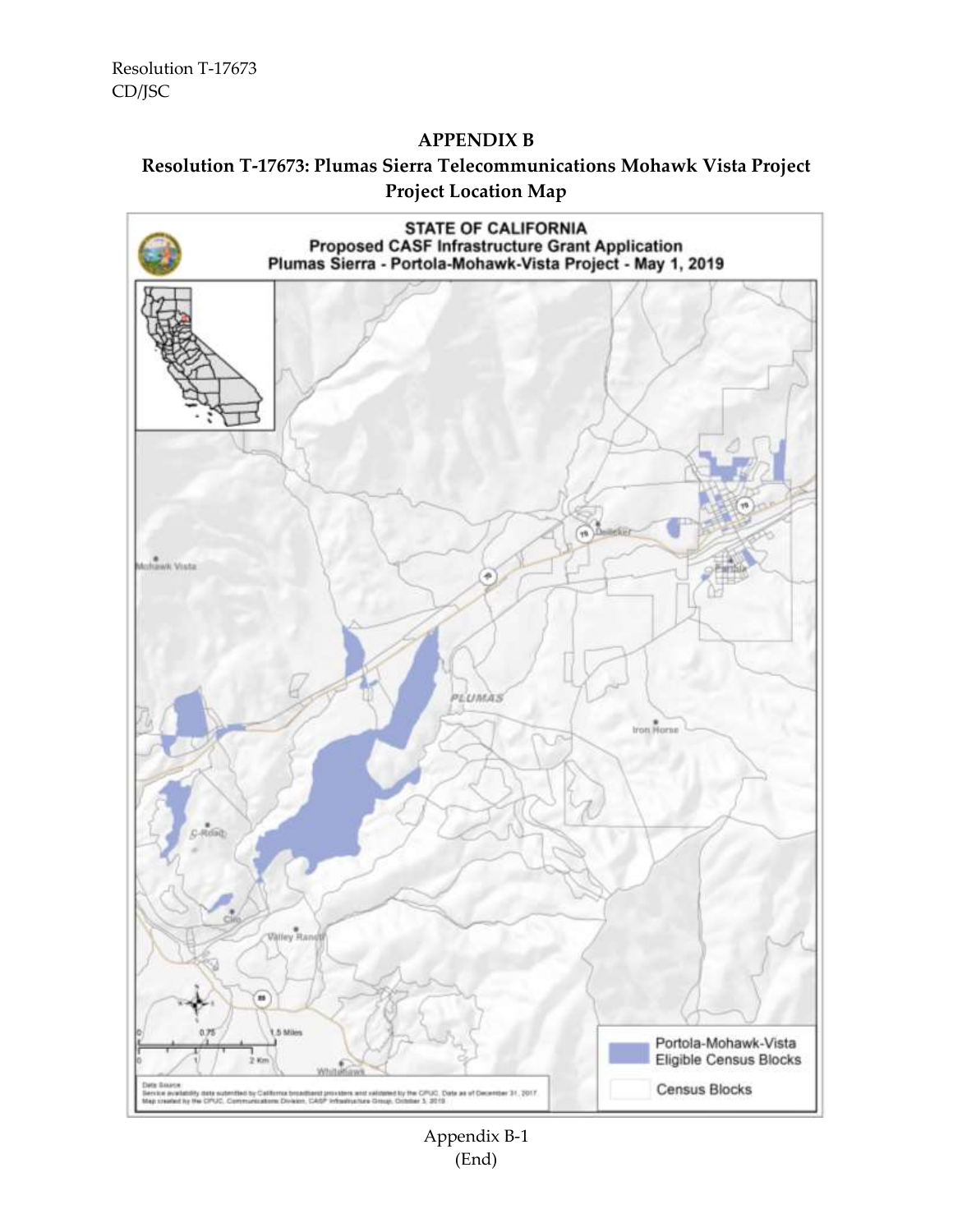## APPENDIX B

### Resolution T-17673: Plumas Sierra Telecommunications Mohawk Vista Project Project Location Map

STATE OF CALIFORNIA
Proposed CASF Infrastructure Grant Application
Plumas Sierra - Portola-Mohawk-Vista Project - May 1, 2019

Portola-Mohawk-Vista Eligible Census Blocks

Census Blocks

Data Source
Service availability data submitted by California broadband providers and validated by the CPUC. Data as of December 31, 2017.
Map created by the CPUC, Communications Division, CASF Infrastructure Group, October 3, 2019

Appendix B-1
(End)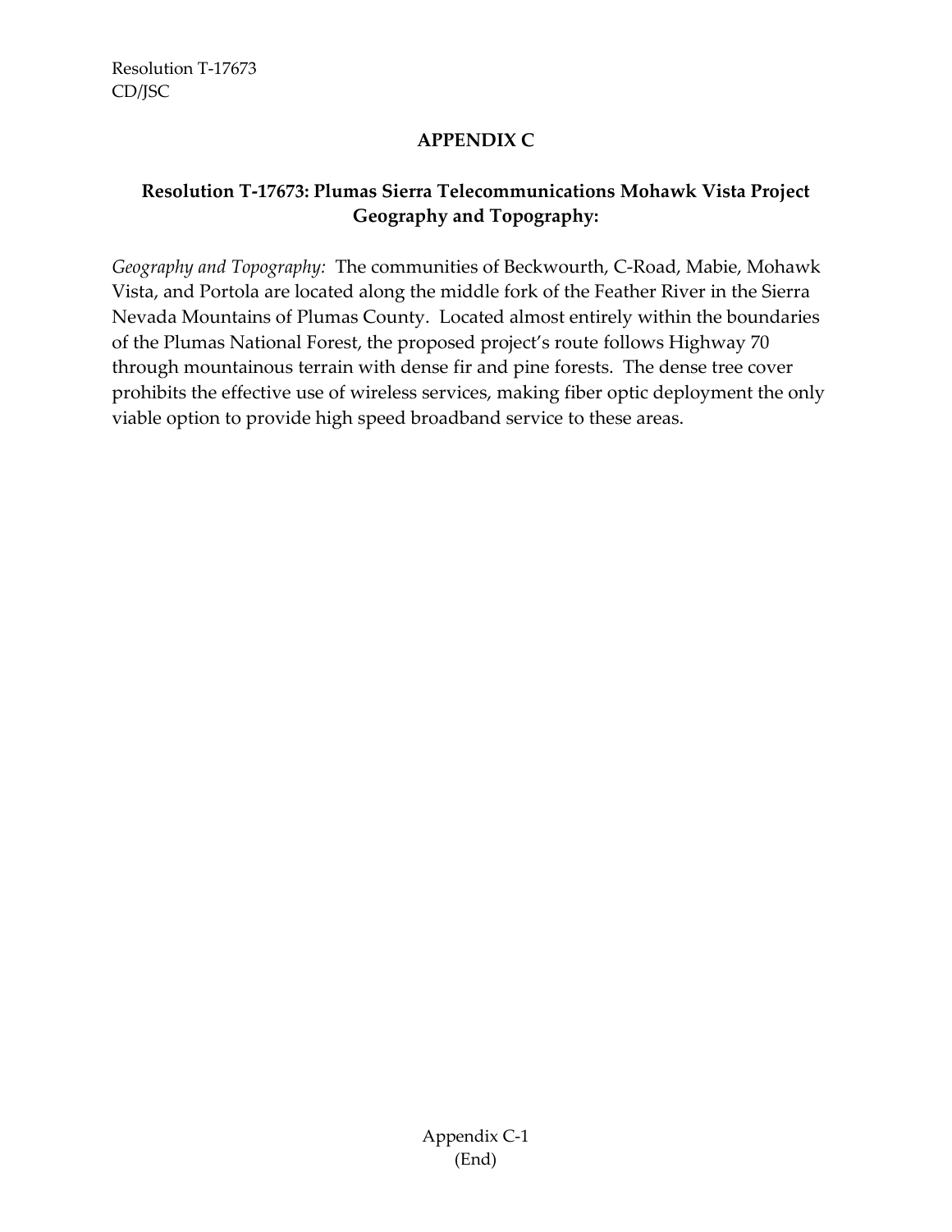# APPENDIX C

## Resolution T-17673: Plumas Sierra Telecommunications Mohawk Vista Project Geography and Topography:

*Geography and Topography:* The communities of Beckwourth, C-Road, Mabie, Mohawk Vista, and Portola are located along the middle fork of the Feather River in the Sierra Nevada Mountains of Plumas County. Located almost entirely within the boundaries of the Plumas National Forest, the proposed project's route follows Highway 70 through mountainous terrain with dense fir and pine forests. The dense tree cover prohibits the effective use of wireless services, making fiber optic deployment the only viable option to provide high speed broadband service to these areas.

(End)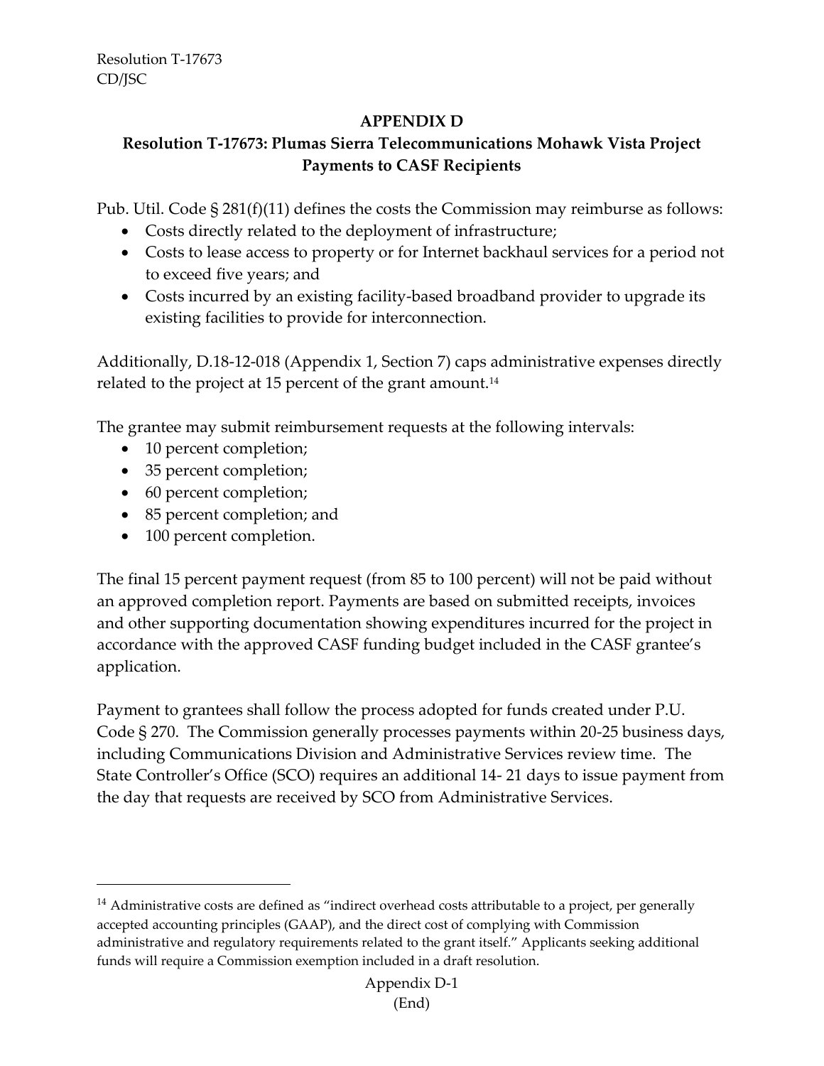**APPENDIX D**

**Resolution T-17673: Plumas Sierra Telecommunications Mohawk Vista Project Payments to CASF Recipients**

Pub. Util. Code § 281(f)(11) defines the costs the Commission may reimburse as follows:

- Costs directly related to the deployment of infrastructure;
- Costs to lease access to property or for Internet backhaul services for a period not to exceed five years; and
- Costs incurred by an existing facility-based broadband provider to upgrade its existing facilities to provide for interconnection.

Additionally, D.18-12-018 (Appendix 1, Section 7) caps administrative expenses directly related to the project at 15 percent of the grant amount.[14]

The grantee may submit reimbursement requests at the following intervals:

- 10 percent completion;
- 35 percent completion;
- 60 percent completion;
- 85 percent completion; and
- 100 percent completion.

The final 15 percent payment request (from 85 to 100 percent) will not be paid without an approved completion report. Payments are based on submitted receipts, invoices and other supporting documentation showing expenditures incurred for the project in accordance with the approved CASF funding budget included in the CASF grantee's application.

Payment to grantees shall follow the process adopted for funds created under P.U. Code § 270. The Commission generally processes payments within 20-25 business days, including Communications Division and Administrative Services review time. The State Controller's Office (SCO) requires an additional 14- 21 days to issue payment from the day that requests are received by SCO from Administrative Services.

---

[14] Administrative costs are defined as "indirect overhead costs attributable to a project, per generally accepted accounting principles (GAAP), and the direct cost of complying with Commission administrative and regulatory requirements related to the grant itself." Applicants seeking additional funds will require a Commission exemption included in a draft resolution.

(End)